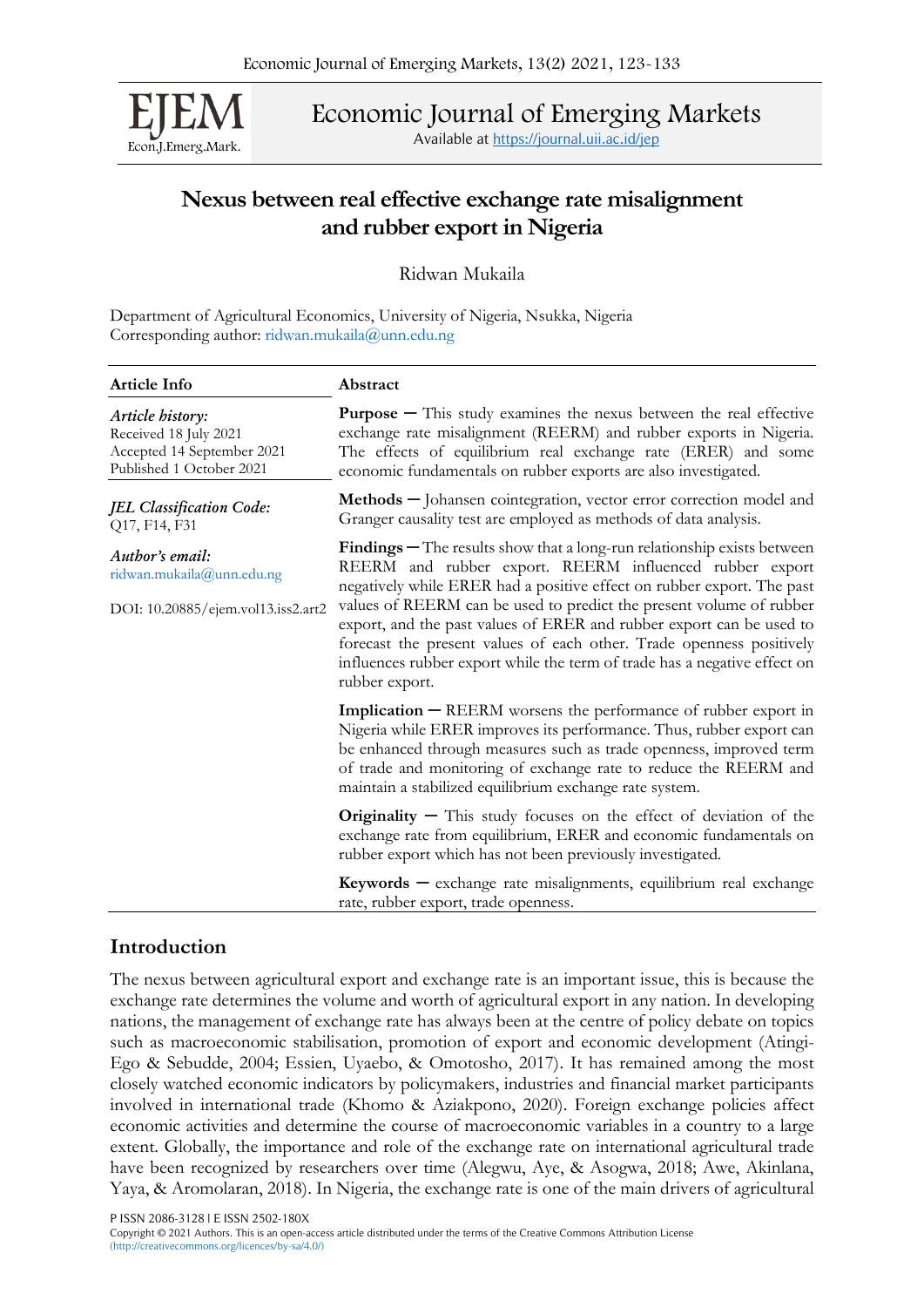# Nexus between real effective exchange rate misalignment and rubber export in Nigeria

Ridwan Mukaila

Department of Agricultural Economics, University of Nigeria, Nsukka, Nigeria
Corresponding author: ridwan.mukaila@unn.edu.ng

| Article Info | Abstract |
|---|---|
| *Article history:* Received 18 July 2021 Accepted 14 September 2021 Published 1 October 2021 | **Purpose** — This study examines the nexus between the real effective exchange rate misalignment (REERM) and rubber exports in Nigeria. The effects of equilibrium real exchange rate (ERER) and some economic fundamentals on rubber exports are also investigated. |
| *JEL Classification Code:* Q17, F14, F31 | **Methods** — Johansen cointegration, vector error correction model and Granger causality test are employed as methods of data analysis. |
| *Author's email:* ridwan.mukaila@unn.edu.ng  DOI: 10.20885/ejem.vol13.iss2.art2 | **Findings** — The results show that a long-run relationship exists between REERM and rubber export. REERM influenced rubber export negatively while ERER had a positive effect on rubber export. The past values of REERM can be used to predict the present volume of rubber export, and the past values of ERER and rubber export can be used to forecast the present values of each other. Trade openness positively influences rubber export while the term of trade has a negative effect on rubber export. |
| | **Implication** — REERM worsens the performance of rubber export in Nigeria while ERER improves its performance. Thus, rubber export can be enhanced through measures such as trade openness, improved term of trade and monitoring of exchange rate to reduce the REERM and maintain a stabilized equilibrium exchange rate system. |
| | **Originality** — This study focuses on the effect of deviation of the exchange rate from equilibrium, ERER and economic fundamentals on rubber export which has not been previously investigated. |
| | **Keywords** — exchange rate misalignments, equilibrium real exchange rate, rubber export, trade openness. |

## Introduction

The nexus between agricultural export and exchange rate is an important issue, this is because the exchange rate determines the volume and worth of agricultural export in any nation. In developing nations, the management of exchange rate has always been at the centre of policy debate on topics such as macroeconomic stabilisation, promotion of export and economic development (Atingi-Ego & Sebudde, 2004; Essien, Uyaebo, & Omotosho, 2017). It has remained among the most closely watched economic indicators by policymakers, industries and financial market participants involved in international trade (Khomo & Aziakpono, 2020). Foreign exchange policies affect economic activities and determine the course of macroeconomic variables in a country to a large extent. Globally, the importance and role of the exchange rate on international agricultural trade have been recognized by researchers over time (Alegwu, Aye, & Asogwa, 2018; Awe, Akinlana, Yaya, & Aromolaran, 2018). In Nigeria, the exchange rate is one of the main drivers of agricultural

P ISSN 2086-3128 | E ISSN 2502-180X
Copyright © 2021 Authors. This is an open-access article distributed under the terms of the Creative Commons Attribution License (http://creativecommons.org/licences/by-sa/4.0/)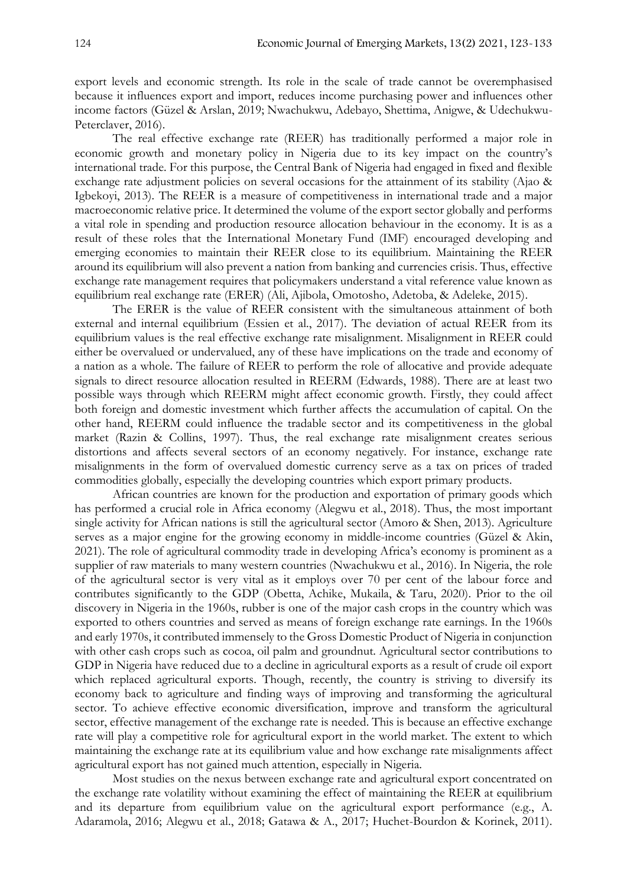export levels and economic strength. Its role in the scale of trade cannot be overemphasised because it influences export and import, reduces income purchasing power and influences other income factors (Güzel & Arslan, 2019; Nwachukwu, Adebayo, Shettima, Anigwe, & Udechukwu-Peterclaver, 2016).

The real effective exchange rate (REER) has traditionally performed a major role in economic growth and monetary policy in Nigeria due to its key impact on the country's international trade. For this purpose, the Central Bank of Nigeria had engaged in fixed and flexible exchange rate adjustment policies on several occasions for the attainment of its stability (Ajao & Igbekoyi, 2013). The REER is a measure of competitiveness in international trade and a major macroeconomic relative price. It determined the volume of the export sector globally and performs a vital role in spending and production resource allocation behaviour in the economy. It is as a result of these roles that the International Monetary Fund (IMF) encouraged developing and emerging economies to maintain their REER close to its equilibrium. Maintaining the REER around its equilibrium will also prevent a nation from banking and currencies crisis. Thus, effective exchange rate management requires that policymakers understand a vital reference value known as equilibrium real exchange rate (ERER) (Ali, Ajibola, Omotosho, Adetoba, & Adeleke, 2015).

The ERER is the value of REER consistent with the simultaneous attainment of both external and internal equilibrium (Essien et al., 2017). The deviation of actual REER from its equilibrium values is the real effective exchange rate misalignment. Misalignment in REER could either be overvalued or undervalued, any of these have implications on the trade and economy of a nation as a whole. The failure of REER to perform the role of allocative and provide adequate signals to direct resource allocation resulted in REERM (Edwards, 1988). There are at least two possible ways through which REERM might affect economic growth. Firstly, they could affect both foreign and domestic investment which further affects the accumulation of capital. On the other hand, REERM could influence the tradable sector and its competitiveness in the global market (Razin & Collins, 1997). Thus, the real exchange rate misalignment creates serious distortions and affects several sectors of an economy negatively. For instance, exchange rate misalignments in the form of overvalued domestic currency serve as a tax on prices of traded commodities globally, especially the developing countries which export primary products.

African countries are known for the production and exportation of primary goods which has performed a crucial role in Africa economy (Alegwu et al., 2018). Thus, the most important single activity for African nations is still the agricultural sector (Amoro & Shen, 2013). Agriculture serves as a major engine for the growing economy in middle-income countries (Güzel & Akin, 2021). The role of agricultural commodity trade in developing Africa's economy is prominent as a supplier of raw materials to many western countries (Nwachukwu et al., 2016). In Nigeria, the role of the agricultural sector is very vital as it employs over 70 per cent of the labour force and contributes significantly to the GDP (Obetta, Achike, Mukaila, & Taru, 2020). Prior to the oil discovery in Nigeria in the 1960s, rubber is one of the major cash crops in the country which was exported to others countries and served as means of foreign exchange rate earnings. In the 1960s and early 1970s, it contributed immensely to the Gross Domestic Product of Nigeria in conjunction with other cash crops such as cocoa, oil palm and groundnut. Agricultural sector contributions to GDP in Nigeria have reduced due to a decline in agricultural exports as a result of crude oil export which replaced agricultural exports. Though, recently, the country is striving to diversify its economy back to agriculture and finding ways of improving and transforming the agricultural sector. To achieve effective economic diversification, improve and transform the agricultural sector, effective management of the exchange rate is needed. This is because an effective exchange rate will play a competitive role for agricultural export in the world market. The extent to which maintaining the exchange rate at its equilibrium value and how exchange rate misalignments affect agricultural export has not gained much attention, especially in Nigeria.

Most studies on the nexus between exchange rate and agricultural export concentrated on the exchange rate volatility without examining the effect of maintaining the REER at equilibrium and its departure from equilibrium value on the agricultural export performance (e.g., A. Adaramola, 2016; Alegwu et al., 2018; Gatawa & A., 2017; Huchet-Bourdon & Korinek, 2011).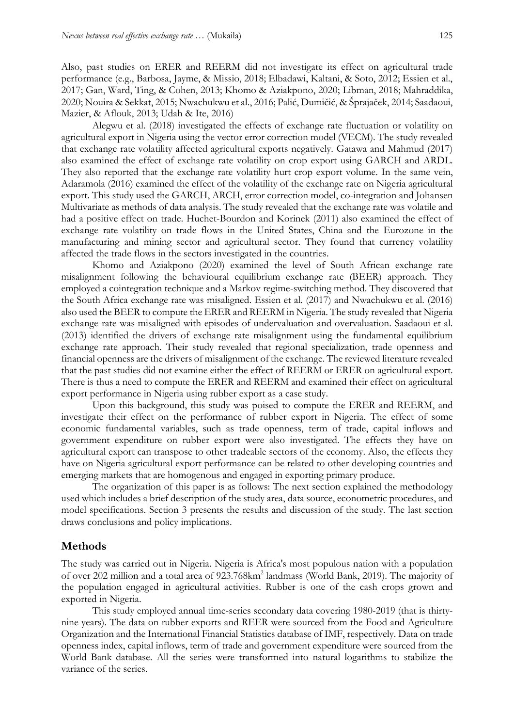Also, past studies on ERER and REERM did not investigate its effect on agricultural trade performance (e.g., Barbosa, Jayme, & Missio, 2018; Elbadawi, Kaltani, & Soto, 2012; Essien et al., 2017; Gan, Ward, Ting, & Cohen, 2013; Khomo & Aziakpono, 2020; Libman, 2018; Mahraddika, 2020; Nouira & Sekkat, 2015; Nwachukwu et al., 2016; Palić, Dumičić, & Šprajaček, 2014; Saadaoui, Mazier, & Aflouk, 2013; Udah & Ite, 2016)

Alegwu et al. (2018) investigated the effects of exchange rate fluctuation or volatility on agricultural export in Nigeria using the vector error correction model (VECM). The study revealed that exchange rate volatility affected agricultural exports negatively. Gatawa and Mahmud (2017) also examined the effect of exchange rate volatility on crop export using GARCH and ARDL. They also reported that the exchange rate volatility hurt crop export volume. In the same vein, Adaramola (2016) examined the effect of the volatility of the exchange rate on Nigeria agricultural export. This study used the GARCH, ARCH, error correction model, co-integration and Johansen Multivariate as methods of data analysis. The study revealed that the exchange rate was volatile and had a positive effect on trade. Huchet-Bourdon and Korinek (2011) also examined the effect of exchange rate volatility on trade flows in the United States, China and the Eurozone in the manufacturing and mining sector and agricultural sector. They found that currency volatility affected the trade flows in the sectors investigated in the countries.

Khomo and Aziakpono (2020) examined the level of South African exchange rate misalignment following the behavioural equilibrium exchange rate (BEER) approach. They employed a cointegration technique and a Markov regime-switching method. They discovered that the South Africa exchange rate was misaligned. Essien et al. (2017) and Nwachukwu et al. (2016) also used the BEER to compute the ERER and REERM in Nigeria. The study revealed that Nigeria exchange rate was misaligned with episodes of undervaluation and overvaluation. Saadaoui et al. (2013) identified the drivers of exchange rate misalignment using the fundamental equilibrium exchange rate approach. Their study revealed that regional specialization, trade openness and financial openness are the drivers of misalignment of the exchange. The reviewed literature revealed that the past studies did not examine either the effect of REERM or ERER on agricultural export. There is thus a need to compute the ERER and REERM and examined their effect on agricultural export performance in Nigeria using rubber export as a case study.

Upon this background, this study was poised to compute the ERER and REERM, and investigate their effect on the performance of rubber export in Nigeria. The effect of some economic fundamental variables, such as trade openness, term of trade, capital inflows and government expenditure on rubber export were also investigated. The effects they have on agricultural export can transpose to other tradeable sectors of the economy. Also, the effects they have on Nigeria agricultural export performance can be related to other developing countries and emerging markets that are homogenous and engaged in exporting primary produce.

The organization of this paper is as follows: The next section explained the methodology used which includes a brief description of the study area, data source, econometric procedures, and model specifications. Section 3 presents the results and discussion of the study. The last section draws conclusions and policy implications.

## Methods

The study was carried out in Nigeria. Nigeria is Africa's most populous nation with a population of over 202 million and a total area of 923.768km$^2$ landmass (World Bank, 2019). The majority of the population engaged in agricultural activities. Rubber is one of the cash crops grown and exported in Nigeria.

This study employed annual time-series secondary data covering 1980-2019 (that is thirty-nine years). The data on rubber exports and REER were sourced from the Food and Agriculture Organization and the International Financial Statistics database of IMF, respectively. Data on trade openness index, capital inflows, term of trade and government expenditure were sourced from the World Bank database. All the series were transformed into natural logarithms to stabilize the variance of the series.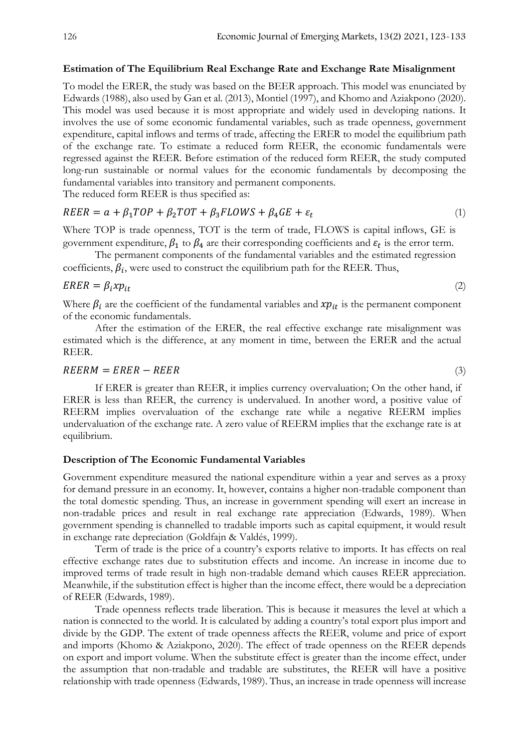### Estimation of The Equilibrium Real Exchange Rate and Exchange Rate Misalignment

To model the ERER, the study was based on the BEER approach. This model was enunciated by Edwards (1988), also used by Gan et al. (2013), Montiel (1997), and Khomo and Aziakpono (2020). This model was used because it is most appropriate and widely used in developing nations. It involves the use of some economic fundamental variables, such as trade openness, government expenditure, capital inflows and terms of trade, affecting the ERER to model the equilibrium path of the exchange rate. To estimate a reduced form REER, the economic fundamentals were regressed against the REER. Before estimation of the reduced form REER, the study computed long-run sustainable or normal values for the economic fundamentals by decomposing the fundamental variables into transitory and permanent components.

The reduced form REER is thus specified as:

$$REER = a + \beta_1 TOP + \beta_2 TOT + \beta_3 FLOWS + \beta_4 GE + \varepsilon_t \quad (1)$$

Where TOP is trade openness, TOT is the term of trade, FLOWS is capital inflows, GE is government expenditure, $\beta_1$ to $\beta_4$ are their corresponding coefficients and $\varepsilon_t$ is the error term.

The permanent components of the fundamental variables and the estimated regression coefficients, $\beta_i$, were used to construct the equilibrium path for the REER. Thus,

$$ERER = \beta_i x p_{it} \quad (2)$$

Where $\beta_i$ are the coefficient of the fundamental variables and $xp_{it}$ is the permanent component of the economic fundamentals.

After the estimation of the ERER, the real effective exchange rate misalignment was estimated which is the difference, at any moment in time, between the ERER and the actual REER.

$$REERM = ERER - REER \quad (3)$$

If ERER is greater than REER, it implies currency overvaluation; On the other hand, if ERER is less than REER, the currency is undervalued. In another word, a positive value of REERM implies overvaluation of the exchange rate while a negative REERM implies undervaluation of the exchange rate. A zero value of REERM implies that the exchange rate is at equilibrium.

### Description of The Economic Fundamental Variables

Government expenditure measured the national expenditure within a year and serves as a proxy for demand pressure in an economy. It, however, contains a higher non-tradable component than the total domestic spending. Thus, an increase in government spending will exert an increase in non-tradable prices and result in real exchange rate appreciation (Edwards, 1989). When government spending is channelled to tradable imports such as capital equipment, it would result in exchange rate depreciation (Goldfajn & Valdés, 1999).

Term of trade is the price of a country's exports relative to imports. It has effects on real effective exchange rates due to substitution effects and income. An increase in income due to improved terms of trade result in high non-tradable demand which causes REER appreciation. Meanwhile, if the substitution effect is higher than the income effect, there would be a depreciation of REER (Edwards, 1989).

Trade openness reflects trade liberation. This is because it measures the level at which a nation is connected to the world. It is calculated by adding a country's total export plus import and divide by the GDP. The extent of trade openness affects the REER, volume and price of export and imports (Khomo & Aziakpono, 2020). The effect of trade openness on the REER depends on export and import volume. When the substitute effect is greater than the income effect, under the assumption that non-tradable and tradable are substitutes, the REER will have a positive relationship with trade openness (Edwards, 1989). Thus, an increase in trade openness will increase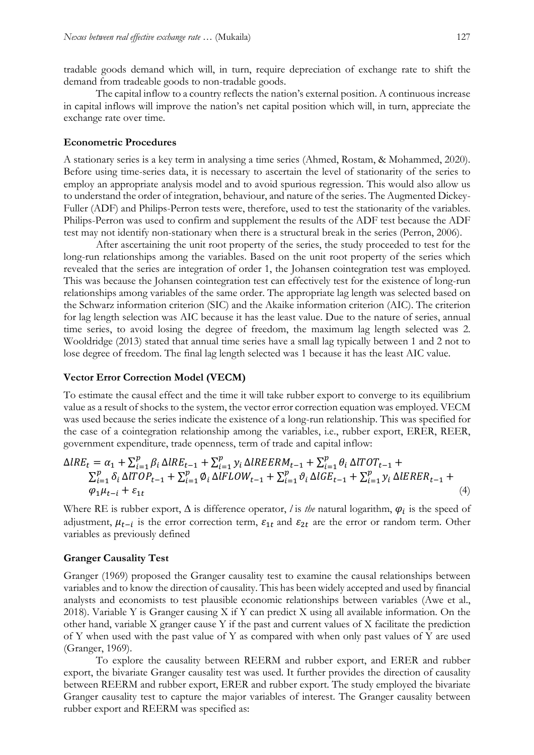tradable goods demand which will, in turn, require depreciation of exchange rate to shift the demand from tradeable goods to non-tradable goods.

The capital inflow to a country reflects the nation's external position. A continuous increase in capital inflows will improve the nation's net capital position which will, in turn, appreciate the exchange rate over time.

### Econometric Procedures

A stationary series is a key term in analysing a time series (Ahmed, Rostam, & Mohammed, 2020). Before using time-series data, it is necessary to ascertain the level of stationarity of the series to employ an appropriate analysis model and to avoid spurious regression. This would also allow us to understand the order of integration, behaviour, and nature of the series. The Augmented Dickey-Fuller (ADF) and Philips-Perron tests were, therefore, used to test the stationarity of the variables. Philips-Perron was used to confirm and supplement the results of the ADF test because the ADF test may not identify non-stationary when there is a structural break in the series (Perron, 2006).

After ascertaining the unit root property of the series, the study proceeded to test for the long-run relationships among the variables. Based on the unit root property of the series which revealed that the series are integration of order 1, the Johansen cointegration test was employed. This was because the Johansen cointegration test can effectively test for the existence of long-run relationships among variables of the same order. The appropriate lag length was selected based on the Schwarz information criterion (SIC) and the Akaike information criterion (AIC). The criterion for lag length selection was AIC because it has the least value. Due to the nature of series, annual time series, to avoid losing the degree of freedom, the maximum lag length selected was 2. Wooldridge (2013) stated that annual time series have a small lag typically between 1 and 2 not to lose degree of freedom. The final lag length selected was 1 because it has the least AIC value.

### Vector Error Correction Model (VECM)

To estimate the causal effect and the time it will take rubber export to converge to its equilibrium value as a result of shocks to the system, the vector error correction equation was employed. VECM was used because the series indicate the existence of a long-run relationship. This was specified for the case of a cointegration relationship among the variables, i.e., rubber export, ERER, REER, government expenditure, trade openness, term of trade and capital inflow:

$$\Delta lRE_t = \alpha_1 + \sum_{i=1}^{p} \beta_i \, \Delta lRE_{t-1} + \sum_{i=1}^{p} y_i \, \Delta lREERM_{t-1} + \sum_{i=1}^{p} \theta_i \, \Delta lTOT_{t-1} + \sum_{i=1}^{p} \delta_i \, \Delta lTOP_{t-1} + \sum_{i=1}^{p} \emptyset_i \, \Delta lFLOW_{t-1} + \sum_{i=1}^{p} \vartheta_i \, \Delta lGE_{t-1} + \sum_{i=1}^{p} y_i \, \Delta lERER_{t-1} + \varphi_1 \mu_{t-i} + \varepsilon_{1t} \quad (4)$$

Where RE is rubber export, $\Delta$ is difference operator, *l* is *the* natural logarithm, $\varphi_i$ is the speed of adjustment, $\mu_{t-i}$ is the error correction term, $\varepsilon_{1t}$ and $\varepsilon_{2t}$ are the error or random term. Other variables as previously defined

### Granger Causality Test

Granger (1969) proposed the Granger causality test to examine the causal relationships between variables and to know the direction of causality. This has been widely accepted and used by financial analysts and economists to test plausible economic relationships between variables (Awe et al., 2018). Variable Y is Granger causing X if Y can predict X using all available information. On the other hand, variable X granger cause Y if the past and current values of X facilitate the prediction of Y when used with the past value of Y as compared with when only past values of Y are used (Granger, 1969).

To explore the causality between REERM and rubber export, and ERER and rubber export, the bivariate Granger causality test was used. It further provides the direction of causality between REERM and rubber export, ERER and rubber export. The study employed the bivariate Granger causality test to capture the major variables of interest. The Granger causality between rubber export and REERM was specified as: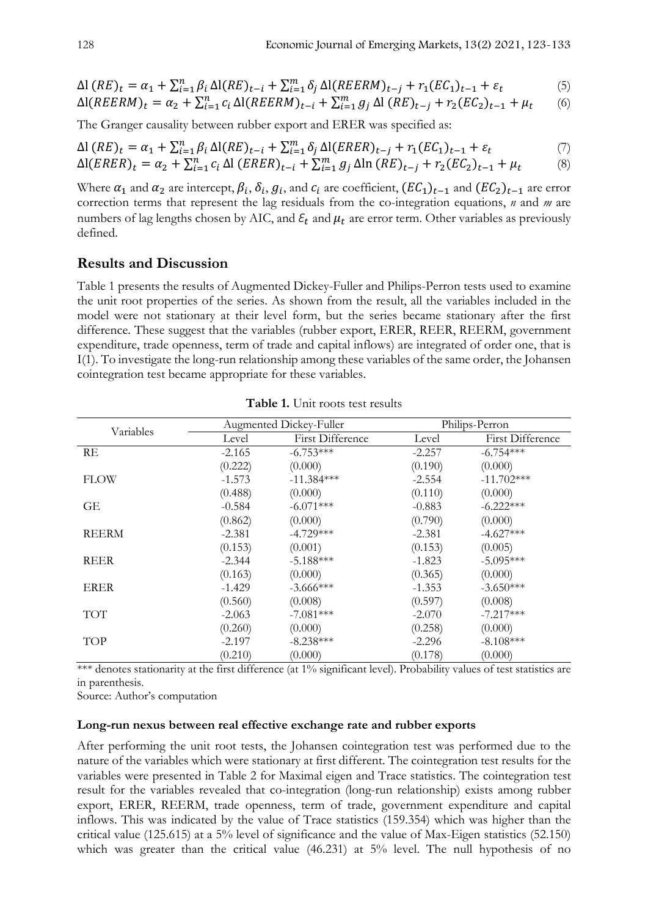$$\Delta \mathrm{l}\,(RE)_t = \alpha_1 + \sum_{i=1}^{n} \beta_i \,\Delta \mathrm{l}(RE)_{t-i} + \sum_{i=1}^{m} \delta_j \,\Delta \mathrm{l}(REERM)_{t-j} + r_1 (EC_1)_{t-1} + \varepsilon_t \tag{5}$$

$$\Delta \mathrm{l}(REERM)_t = \alpha_2 + \sum_{i=1}^{n} c_i \,\Delta \mathrm{l}(REERM)_{t-i} + \sum_{i=1}^{m} g_j \,\Delta \mathrm{l}\,(RE)_{t-j} + r_2 (EC_2)_{t-1} + \mu_t \tag{6}$$

The Granger causality between rubber export and ERER was specified as:

$$\Delta \mathrm{l}\,(RE)_t = \alpha_1 + \sum_{i=1}^{n} \beta_i \,\Delta \mathrm{l}(RE)_{t-i} + \sum_{i=1}^{m} \delta_j \,\Delta \mathrm{l}(ERER)_{t-j} + r_1 (EC_1)_{t-1} + \varepsilon_t \tag{7}$$

$$\Delta \mathrm{l}(ERER)_t = \alpha_2 + \sum_{i=1}^{n} c_i \,\Delta \mathrm{l}\,(ERER)_{t-i} + \sum_{i=1}^{m} g_j \,\Delta \ln\,(RE)_{t-j} + r_2 (EC_2)_{t-1} + \mu_t \tag{8}$$

Where $\alpha_1$ and $\alpha_2$ are intercept, $\beta_i$, $\delta_i$, $g_i$, and $c_i$ are coefficient, $(EC_1)_{t-1}$ and $(EC_2)_{t-1}$ are error correction terms that represent the lag residuals from the co-integration equations, *n* and *m* are numbers of lag lengths chosen by AIC, and $\varepsilon_t$ and $\mu_t$ are error term. Other variables as previously defined.

## Results and Discussion

Table 1 presents the results of Augmented Dickey-Fuller and Philips-Perron tests used to examine the unit root properties of the series. As shown from the result, all the variables included in the model were not stationary at their level form, but the series became stationary after the first difference. These suggest that the variables (rubber export, ERER, REER, REERM, government expenditure, trade openness, term of trade and capital inflows) are integrated of order one, that is I(1). To investigate the long-run relationship among these variables of the same order, the Johansen cointegration test became appropriate for these variables.

**Table 1.** Unit roots test results

| Variables | Augmented Dickey-Fuller | | Philips-Perron | |
|---|---|---|---|---|
| | Level | First Difference | Level | First Difference |
| RE | -2.165 | -6.753*** | -2.257 | -6.754*** |
| | (0.222) | (0.000) | (0.190) | (0.000) |
| FLOW | -1.573 | -11.384*** | -2.554 | -11.702*** |
| | (0.488) | (0.000) | (0.110) | (0.000) |
| GE | -0.584 | -6.071*** | -0.883 | -6.222*** |
| | (0.862) | (0.000) | (0.790) | (0.000) |
| REERM | -2.381 | -4.729*** | -2.381 | -4.627*** |
| | (0.153) | (0.001) | (0.153) | (0.005) |
| REER | -2.344 | -5.188*** | -1.823 | -5.095*** |
| | (0.163) | (0.000) | (0.365) | (0.000) |
| ERER | -1.429 | -3.666*** | -1.353 | -3.650*** |
| | (0.560) | (0.008) | (0.597) | (0.008) |
| TOT | -2.063 | -7.081*** | -2.070 | -7.217*** |
| | (0.260) | (0.000) | (0.258) | (0.000) |
| TOP | -2.197 | -8.238*** | -2.296 | -8.108*** |
| | (0.210) | (0.000) | (0.178) | (0.000) |

*** denotes stationarity at the first difference (at 1% significant level). Probability values of test statistics are in parenthesis.

Source: Author's computation

### Long-run nexus between real effective exchange rate and rubber exports

After performing the unit root tests, the Johansen cointegration test was performed due to the nature of the variables which were stationary at first different. The cointegration test results for the variables were presented in Table 2 for Maximal eigen and Trace statistics. The cointegration test result for the variables revealed that co-integration (long-run relationship) exists among rubber export, ERER, REERM, trade openness, term of trade, government expenditure and capital inflows. This was indicated by the value of Trace statistics (159.354) which was higher than the critical value (125.615) at a 5% level of significance and the value of Max-Eigen statistics (52.150) which was greater than the critical value (46.231) at 5% level. The null hypothesis of no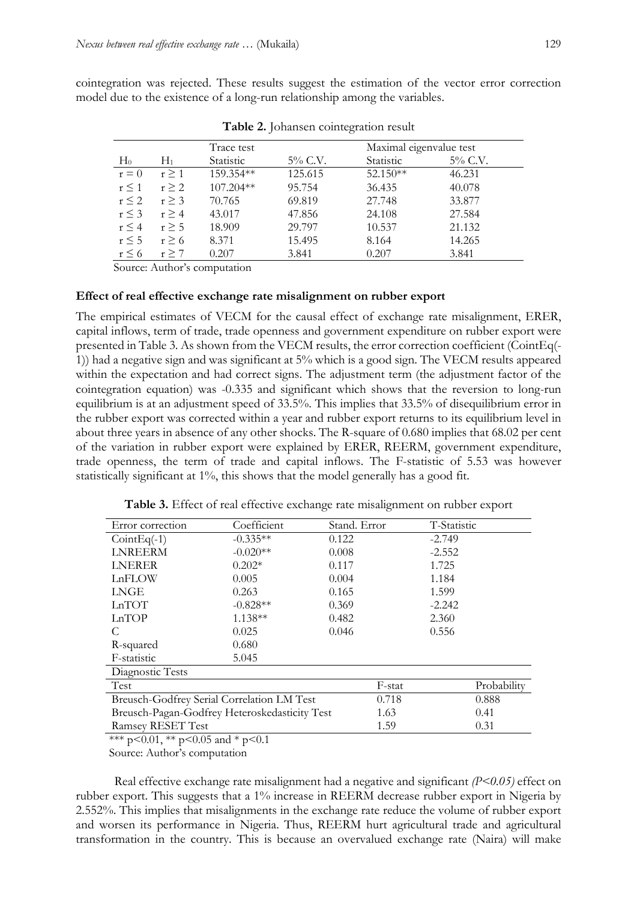cointegration was rejected. These results suggest the estimation of the vector error correction model due to the existence of a long-run relationship among the variables.

**Table 2.** Johansen cointegration result

| $H_0$ | $H_1$ | Trace test Statistic | 5% C.V. | Maximal eigenvalue test Statistic | 5% C.V. |
|---|---|---|---|---|---|
| $r = 0$ | $r \geq 1$ | 159.354** | 125.615 | 52.150** | 46.231 |
| $r \leq 1$ | $r \geq 2$ | 107.204** | 95.754 | 36.435 | 40.078 |
| $r \leq 2$ | $r \geq 3$ | 70.765 | 69.819 | 27.748 | 33.877 |
| $r \leq 3$ | $r \geq 4$ | 43.017 | 47.856 | 24.108 | 27.584 |
| $r \leq 4$ | $r \geq 5$ | 18.909 | 29.797 | 10.537 | 21.132 |
| $r \leq 5$ | $r \geq 6$ | 8.371 | 15.495 | 8.164 | 14.265 |
| $r \leq 6$ | $r \geq 7$ | 0.207 | 3.841 | 0.207 | 3.841 |

Source: Author's computation

### Effect of real effective exchange rate misalignment on rubber export

The empirical estimates of VECM for the causal effect of exchange rate misalignment, ERER, capital inflows, term of trade, trade openness and government expenditure on rubber export were presented in Table 3. As shown from the VECM results, the error correction coefficient (CointEq(-1)) had a negative sign and was significant at 5% which is a good sign. The VECM results appeared within the expectation and had correct signs. The adjustment term (the adjustment factor of the cointegration equation) was -0.335 and significant which shows that the reversion to long-run equilibrium is at an adjustment speed of 33.5%. This implies that 33.5% of disequilibrium error in the rubber export was corrected within a year and rubber export returns to its equilibrium level in about three years in absence of any other shocks. The R-square of 0.680 implies that 68.02 per cent of the variation in rubber export were explained by ERER, REEERM, government expenditure, trade openness, the term of trade and capital inflows. The F-statistic of 5.53 was however statistically significant at 1%, this shows that the model generally has a good fit.

**Table 3.** Effect of real effective exchange rate misalignment on rubber export

| Error correction | Coefficient | Stand. Error | T-Statistic |
|---|---|---|---|
| CointEq(-1) | -0.335** | 0.122 | -2.749 |
| LNREERM | -0.020** | 0.008 | -2.552 |
| LNERER | 0.202* | 0.117 | 1.725 |
| LnFLOW | 0.005 | 0.004 | 1.184 |
| LNGE | 0.263 | 0.165 | 1.599 |
| LnTOT | -0.828** | 0.369 | -2.242 |
| LnTOP | 1.138** | 0.482 | 2.360 |
| C | 0.025 | 0.046 | 0.556 |
| R-squared | 0.680 | | |
| F-statistic | 5.045 | | |

| Diagnostic Tests | | |
|---|---|---|
| Test | F-stat | Probability |
| Breusch-Godfrey Serial Correlation LM Test | 0.718 | 0.888 |
| Breusch-Pagan-Godfrey Heteroskedasticity Test | 1.63 | 0.41 |
| Ramsey RESET Test | 1.59 | 0.31 |

*** $p<0.01$, ** $p<0.05$ and * $p<0.1$

Source: Author's computation

Real effective exchange rate misalignment had a negative and significant *(P<0.05)* effect on rubber export. This suggests that a 1% increase in REERM decrease rubber export in Nigeria by 2.552%. This implies that misalignments in the exchange rate reduce the volume of rubber export and worsen its performance in Nigeria. Thus, REERM hurt agricultural trade and agricultural transformation in the country. This is because an overvalued exchange rate (Naira) will make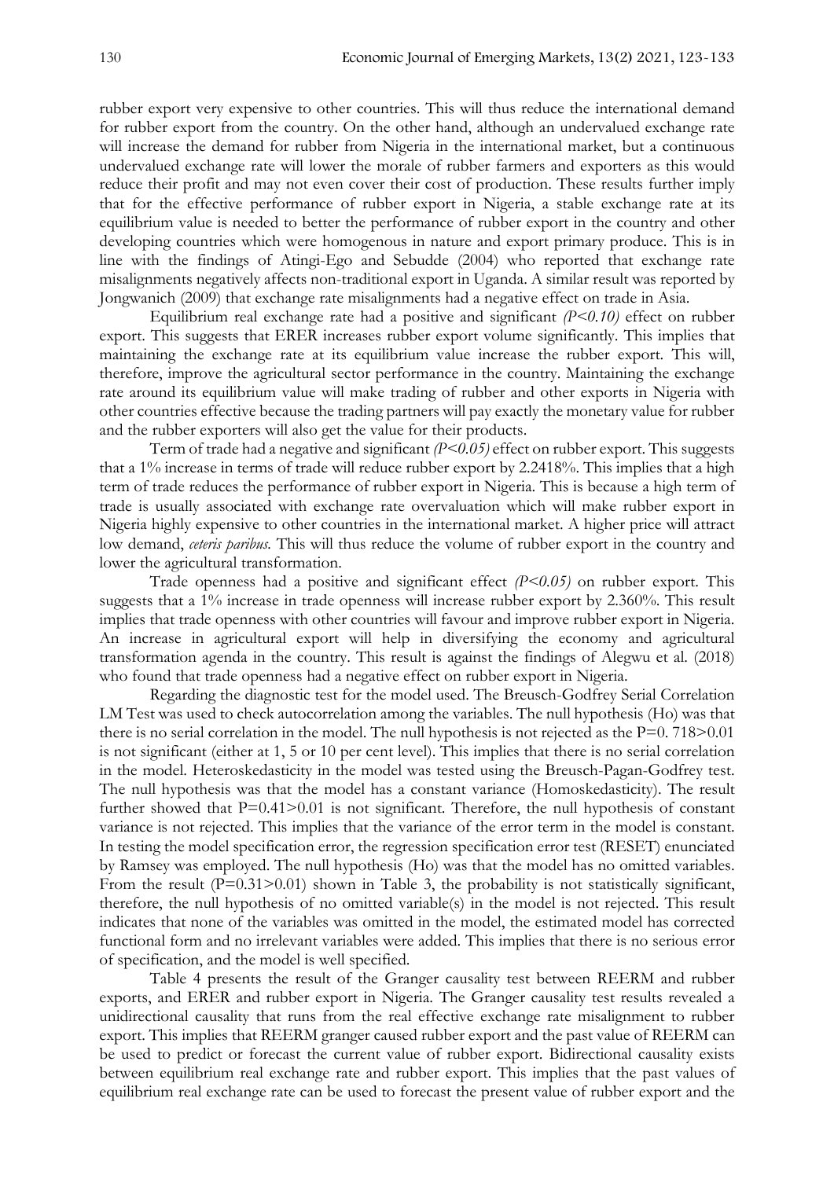rubber export very expensive to other countries. This will thus reduce the international demand for rubber export from the country. On the other hand, although an undervalued exchange rate will increase the demand for rubber from Nigeria in the international market, but a continuous undervalued exchange rate will lower the morale of rubber farmers and exporters as this would reduce their profit and may not even cover their cost of production. These results further imply that for the effective performance of rubber export in Nigeria, a stable exchange rate at its equilibrium value is needed to better the performance of rubber export in the country and other developing countries which were homogenous in nature and export primary produce. This is in line with the findings of Atingi-Ego and Sebudde (2004) who reported that exchange rate misalignments negatively affects non-traditional export in Uganda. A similar result was reported by Jongwanich (2009) that exchange rate misalignments had a negative effect on trade in Asia.

Equilibrium real exchange rate had a positive and significant *(P<0.10)* effect on rubber export. This suggests that ERER increases rubber export volume significantly. This implies that maintaining the exchange rate at its equilibrium value increase the rubber export. This will, therefore, improve the agricultural sector performance in the country. Maintaining the exchange rate around its equilibrium value will make trading of rubber and other exports in Nigeria with other countries effective because the trading partners will pay exactly the monetary value for rubber and the rubber exporters will also get the value for their products.

Term of trade had a negative and significant *(P<0.05)* effect on rubber export. This suggests that a 1% increase in terms of trade will reduce rubber export by 2.2418%. This implies that a high term of trade reduces the performance of rubber export in Nigeria. This is because a high term of trade is usually associated with exchange rate overvaluation which will make rubber export in Nigeria highly expensive to other countries in the international market. A higher price will attract low demand, *ceteris paribus*. This will thus reduce the volume of rubber export in the country and lower the agricultural transformation.

Trade openness had a positive and significant effect *(P<0.05)* on rubber export. This suggests that a 1% increase in trade openness will increase rubber export by 2.360%. This result implies that trade openness with other countries will favour and improve rubber export in Nigeria. An increase in agricultural export will help in diversifying the economy and agricultural transformation agenda in the country. This result is against the findings of Alegwu et al. (2018) who found that trade openness had a negative effect on rubber export in Nigeria.

Regarding the diagnostic test for the model used. The Breusch-Godfrey Serial Correlation LM Test was used to check autocorrelation among the variables. The null hypothesis (Ho) was that there is no serial correlation in the model. The null hypothesis is not rejected as the P=0. 718>0.01 is not significant (either at 1, 5 or 10 per cent level). This implies that there is no serial correlation in the model. Heteroskedasticity in the model was tested using the Breusch-Pagan-Godfrey test. The null hypothesis was that the model has a constant variance (Homoskedasticity). The result further showed that P=0.41>0.01 is not significant. Therefore, the null hypothesis of constant variance is not rejected. This implies that the variance of the error term in the model is constant. In testing the model specification error, the regression specification error test (RESET) enunciated by Ramsey was employed. The null hypothesis (Ho) was that the model has no omitted variables. From the result (P=0.31>0.01) shown in Table 3, the probability is not statistically significant, therefore, the null hypothesis of no omitted variable(s) in the model is not rejected. This result indicates that none of the variables was omitted in the model, the estimated model has corrected functional form and no irrelevant variables were added. This implies that there is no serious error of specification, and the model is well specified.

Table 4 presents the result of the Granger causality test between REERM and rubber exports, and ERER and rubber export in Nigeria. The Granger causality test results revealed a unidirectional causality that runs from the real effective exchange rate misalignment to rubber export. This implies that REERM granger caused rubber export and the past value of REERM can be used to predict or forecast the current value of rubber export. Bidirectional causality exists between equilibrium real exchange rate and rubber export. This implies that the past values of equilibrium real exchange rate can be used to forecast the present value of rubber export and the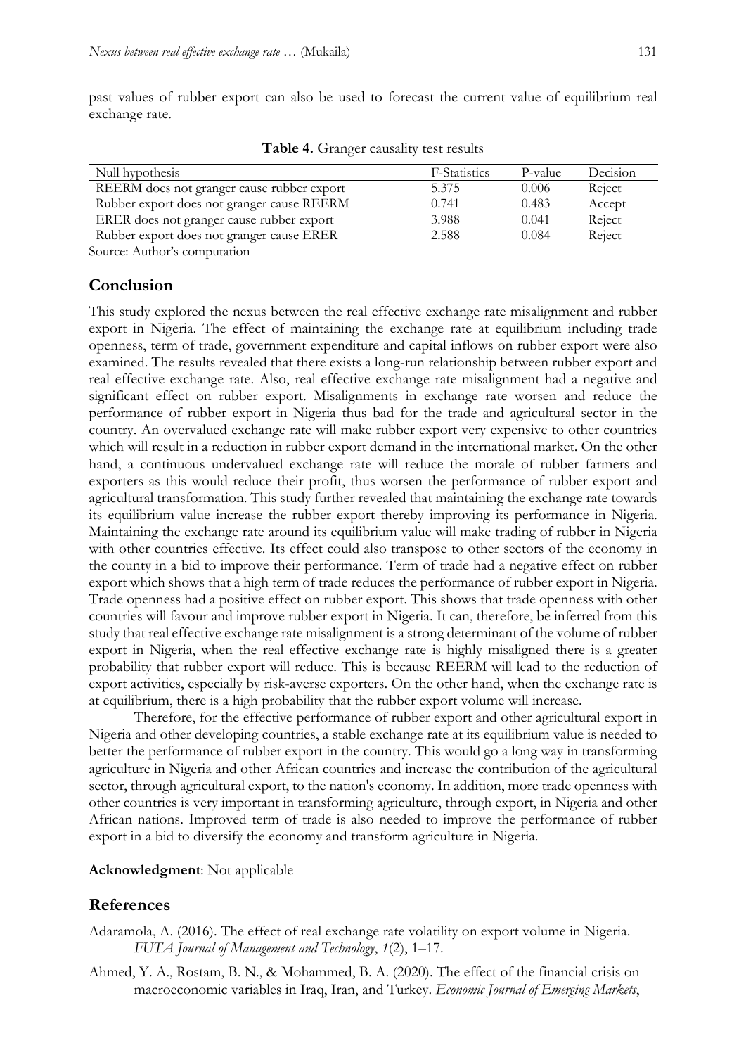past values of rubber export can also be used to forecast the current value of equilibrium real exchange rate.

**Table 4.** Granger causality test results

| Null hypothesis | F-Statistics | P-value | Decision |
|---|---|---|---|
| REERM does not granger cause rubber export | 5.375 | 0.006 | Reject |
| Rubber export does not granger cause REERM | 0.741 | 0.483 | Accept |
| ERER does not granger cause rubber export | 3.988 | 0.041 | Reject |
| Rubber export does not granger cause ERER | 2.588 | 0.084 | Reject |

Source: Author's computation

## Conclusion

This study explored the nexus between the real effective exchange rate misalignment and rubber export in Nigeria. The effect of maintaining the exchange rate at equilibrium including trade openness, term of trade, government expenditure and capital inflows on rubber export were also examined. The results revealed that there exists a long-run relationship between rubber export and real effective exchange rate. Also, real effective exchange rate misalignment had a negative and significant effect on rubber export. Misalignments in exchange rate worsen and reduce the performance of rubber export in Nigeria thus bad for the trade and agricultural sector in the country. An overvalued exchange rate will make rubber export very expensive to other countries which will result in a reduction in rubber export demand in the international market. On the other hand, a continuous undervalued exchange rate will reduce the morale of rubber farmers and exporters as this would reduce their profit, thus worsen the performance of rubber export and agricultural transformation. This study further revealed that maintaining the exchange rate towards its equilibrium value increase the rubber export thereby improving its performance in Nigeria. Maintaining the exchange rate around its equilibrium value will make trading of rubber in Nigeria with other countries effective. Its effect could also transpose to other sectors of the economy in the county in a bid to improve their performance. Term of trade had a negative effect on rubber export which shows that a high term of trade reduces the performance of rubber export in Nigeria. Trade openness had a positive effect on rubber export. This shows that trade openness with other countries will favour and improve rubber export in Nigeria. It can, therefore, be inferred from this study that real effective exchange rate misalignment is a strong determinant of the volume of rubber export in Nigeria, when the real effective exchange rate is highly misaligned there is a greater probability that rubber export will reduce. This is because REERM will lead to the reduction of export activities, especially by risk-averse exporters. On the other hand, when the exchange rate is at equilibrium, there is a high probability that the rubber export volume will increase.

Therefore, for the effective performance of rubber export and other agricultural export in Nigeria and other developing countries, a stable exchange rate at its equilibrium value is needed to better the performance of rubber export in the country. This would go a long way in transforming agriculture in Nigeria and other African countries and increase the contribution of the agricultural sector, through agricultural export, to the nation's economy. In addition, more trade openness with other countries is very important in transforming agriculture, through export, in Nigeria and other African nations. Improved term of trade is also needed to improve the performance of rubber export in a bid to diversify the economy and transform agriculture in Nigeria.

**Acknowledgment**: Not applicable

## References

Adaramola, A. (2016). The effect of real exchange rate volatility on export volume in Nigeria. *FUTA Journal of Management and Technology*, *1*(2), 1–17.

Ahmed, Y. A., Rostam, B. N., & Mohammed, B. A. (2020). The effect of the financial crisis on macroeconomic variables in Iraq, Iran, and Turkey. *Economic Journal of Emerging Markets*,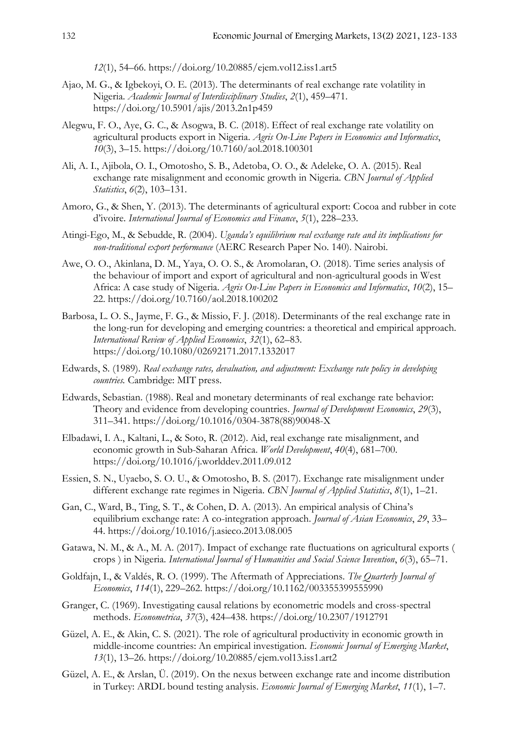*12*(1), 54–66. https://doi.org/10.20885/ejem.vol12.iss1.art5

Ajao, M. G., & Igbekoyi, O. E. (2013). The determinants of real exchange rate volatility in Nigeria. *Academic Journal of Interdisciplinary Studies*, *2*(1), 459–471. https://doi.org/10.5901/ajis/2013.2n1p459

Alegwu, F. O., Aye, G. C., & Asogwa, B. C. (2018). Effect of real exchange rate volatility on agricultural products export in Nigeria. *Agris On-Line Papers in Economics and Informatics*, *10*(3), 3–15. https://doi.org/10.7160/aol.2018.100301

Ali, A. I., Ajibola, O. I., Omotosho, S. B., Adetoba, O. O., & Adeleke, O. A. (2015). Real exchange rate misalignment and economic growth in Nigeria. *CBN Journal of Applied Statistics*, *6*(2), 103–131.

Amoro, G., & Shen, Y. (2013). The determinants of agricultural export: Cocoa and rubber in cote d'ivoire. *International Journal of Economics and Finance*, *5*(1), 228–233.

Atingi-Ego, M., & Sebudde, R. (2004). *Uganda's equilibrium real exchange rate and its implications for non-traditional export performance* (AERC Research Paper No. 140). Nairobi.

Awe, O. O., Akinlana, D. M., Yaya, O. O. S., & Aromolaran, O. (2018). Time series analysis of the behaviour of import and export of agricultural and non-agricultural goods in West Africa: A case study of Nigeria. *Agris On-Line Papers in Economics and Informatics*, *10*(2), 15–22. https://doi.org/10.7160/aol.2018.100202

Barbosa, L. O. S., Jayme, F. G., & Missio, F. J. (2018). Determinants of the real exchange rate in the long-run for developing and emerging countries: a theoretical and empirical approach. *International Review of Applied Economics*, *32*(1), 62–83. https://doi.org/10.1080/02692171.2017.1332017

Edwards, S. (1989). *Real exchange rates, devaluation, and adjustment: Exchange rate policy in developing countries.* Cambridge: MIT press.

Edwards, Sebastian. (1988). Real and monetary determinants of real exchange rate behavior: Theory and evidence from developing countries. *Journal of Development Economics*, *29*(3), 311–341. https://doi.org/10.1016/0304-3878(88)90048-X

Elbadawi, I. A., Kaltani, L., & Soto, R. (2012). Aid, real exchange rate misalignment, and economic growth in Sub-Saharan Africa. *World Development*, *40*(4), 681–700. https://doi.org/10.1016/j.worlddev.2011.09.012

Essien, S. N., Uyaebo, S. O. U., & Omotosho, B. S. (2017). Exchange rate misalignment under different exchange rate regimes in Nigeria. *CBN Journal of Applied Statistics*, *8*(1), 1–21.

Gan, C., Ward, B., Ting, S. T., & Cohen, D. A. (2013). An empirical analysis of China's equilibrium exchange rate: A co-integration approach. *Journal of Asian Economics*, *29*, 33–44. https://doi.org/10.1016/j.asieco.2013.08.005

Gatawa, N. M., & A., M. A. (2017). Impact of exchange rate fluctuations on agricultural exports ( crops ) in Nigeria. *International Journal of Humanities and Social Science Invention*, *6*(3), 65–71.

Goldfajn, I., & Valdés, R. O. (1999). The Aftermath of Appreciations. *The Quarterly Journal of Economics*, *114*(1), 229–262. https://doi.org/10.1162/003355399555990

Granger, C. (1969). Investigating causal relations by econometric models and cross-spectral methods. *Econometrica*, *37*(3), 424–438. https://doi.org/10.2307/1912791

Güzel, A. E., & Akin, C. S. (2021). The role of agricultural productivity in economic growth in middle-income countries: An empirical investigation. *Economic Journal of Emerging Market*, *13*(1), 13–26. https://doi.org/10.20885/ejem.vol13.iss1.art2

Güzel, A. E., & Arslan, Ü. (2019). On the nexus between exchange rate and income distribution in Turkey: ARDL bound testing analysis. *Economic Journal of Emerging Market*, *11*(1), 1–7.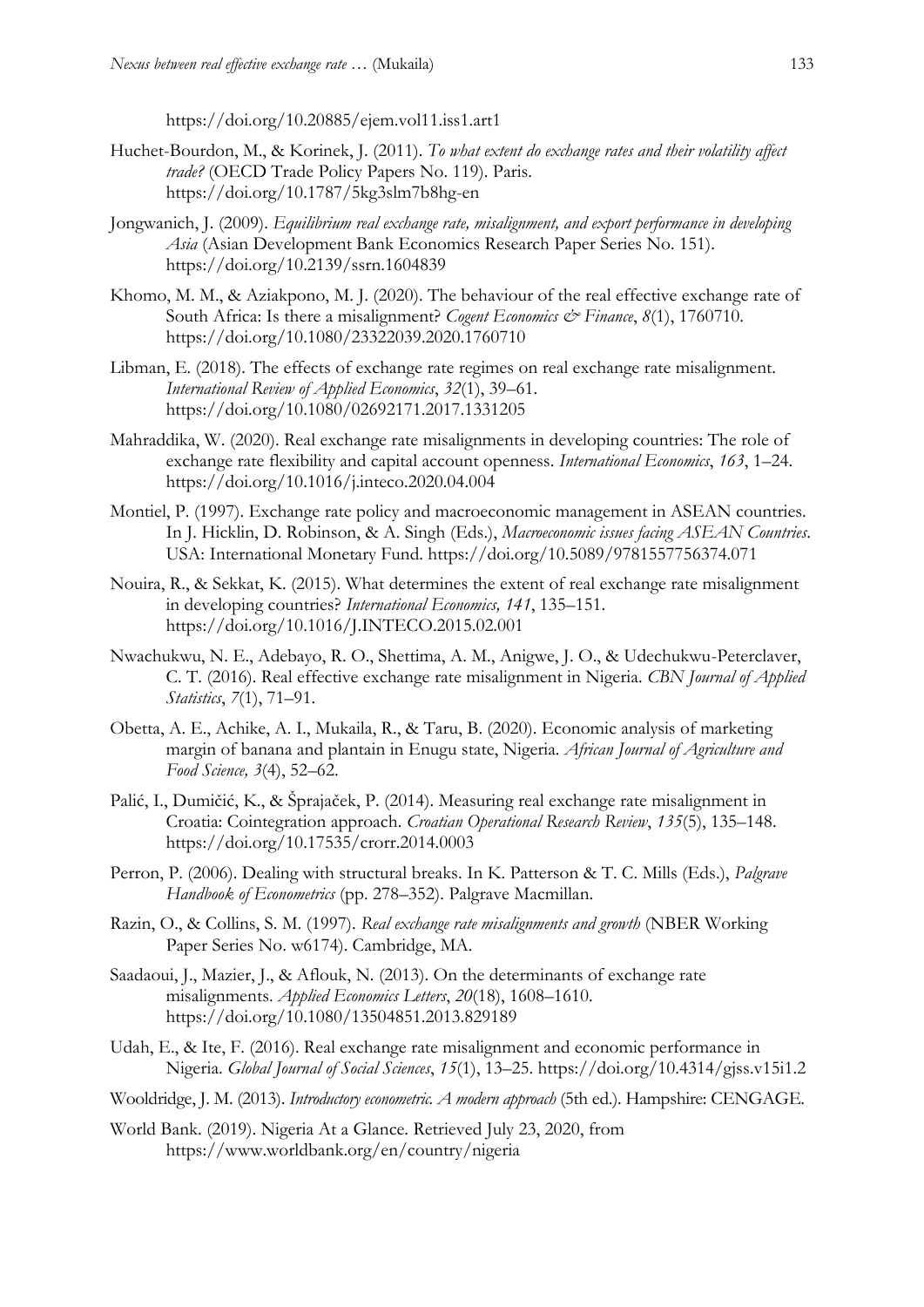https://doi.org/10.20885/ejem.vol11.iss1.art1

Huchet-Bourdon, M., & Korinek, J. (2011). *To what extent do exchange rates and their volatility affect trade?* (OECD Trade Policy Papers No. 119). Paris. https://doi.org/10.1787/5kg3slm7b8hg-en

Jongwanich, J. (2009). *Equilibrium real exchange rate, misalignment, and export performance in developing Asia* (Asian Development Bank Economics Research Paper Series No. 151). https://doi.org/10.2139/ssrn.1604839

Khomo, M. M., & Aziakpono, M. J. (2020). The behaviour of the real effective exchange rate of South Africa: Is there a misalignment? *Cogent Economics & Finance*, *8*(1), 1760710. https://doi.org/10.1080/23322039.2020.1760710

Libman, E. (2018). The effects of exchange rate regimes on real exchange rate misalignment. *International Review of Applied Economics*, *32*(1), 39–61. https://doi.org/10.1080/02692171.2017.1331205

Mahraddika, W. (2020). Real exchange rate misalignments in developing countries: The role of exchange rate flexibility and capital account openness. *International Economics*, *163*, 1–24. https://doi.org/10.1016/j.inteco.2020.04.004

Montiel, P. (1997). Exchange rate policy and macroeconomic management in ASEAN countries. In J. Hicklin, D. Robinson, & A. Singh (Eds.), *Macroeconomic issues facing ASEAN Countries*. USA: International Monetary Fund. https://doi.org/10.5089/9781557756374.071

Nouira, R., & Sekkat, K. (2015). What determines the extent of real exchange rate misalignment in developing countries? *International Economics, 141*, 135–151. https://doi.org/10.1016/J.INTECO.2015.02.001

Nwachukwu, N. E., Adebayo, R. O., Shettima, A. M., Anigwe, J. O., & Udechukwu-Peterclaver, C. T. (2016). Real effective exchange rate misalignment in Nigeria. *CBN Journal of Applied Statistics*, *7*(1), 71–91.

Obetta, A. E., Achike, A. I., Mukaila, R., & Taru, B. (2020). Economic analysis of marketing margin of banana and plantain in Enugu state, Nigeria. *African Journal of Agriculture and Food Science, 3*(4), 52–62.

Palić, I., Dumičić, K., & Šprajaček, P. (2014). Measuring real exchange rate misalignment in Croatia: Cointegration approach. *Croatian Operational Research Review*, *135*(5), 135–148. https://doi.org/10.17535/crorr.2014.0003

Perron, P. (2006). Dealing with structural breaks. In K. Patterson & T. C. Mills (Eds.), *Palgrave Handbook of Econometrics* (pp. 278–352). Palgrave Macmillan.

Razin, O., & Collins, S. M. (1997). *Real exchange rate misalignments and growth* (NBER Working Paper Series No. w6174). Cambridge, MA.

Saadaoui, J., Mazier, J., & Aflouk, N. (2013). On the determinants of exchange rate misalignments. *Applied Economics Letters*, *20*(18), 1608–1610. https://doi.org/10.1080/13504851.2013.829189

Udah, E., & Ite, F. (2016). Real exchange rate misalignment and economic performance in Nigeria. *Global Journal of Social Sciences*, *15*(1), 13–25. https://doi.org/10.4314/gjss.v15i1.2

Wooldridge, J. M. (2013). *Introductory econometric. A modern approach* (5th ed.). Hampshire: CENGAGE.

World Bank. (2019). Nigeria At a Glance. Retrieved July 23, 2020, from https://www.worldbank.org/en/country/nigeria